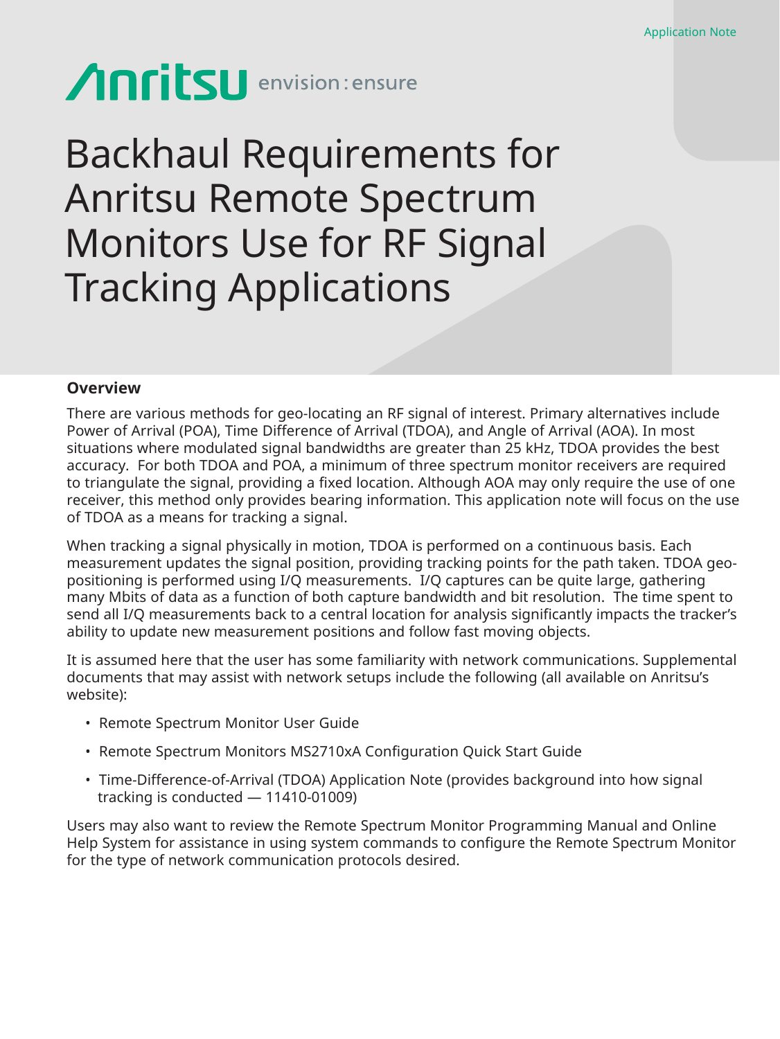Application Note

Anritsu envision : ensure

# Backhaul Requirements for Anritsu Remote Spectrum Monitors Use for RF Signal Tracking Applications

## Overview

There are various methods for geo-locating an RF signal of interest. Primary alternatives include Power of Arrival (POA), Time Difference of Arrival (TDOA), and Angle of Arrival (AOA). In most situations where modulated signal bandwidths are greater than 25 kHz, TDOA provides the best accuracy. For both TDOA and POA, a minimum of three spectrum monitor receivers are required to triangulate the signal, providing a fixed location. Although AOA may only require the use of one receiver, this method only provides bearing information. This application note will focus on the use of TDOA as a means for tracking a signal.

When tracking a signal physically in motion, TDOA is performed on a continuous basis. Each measurement updates the signal position, providing tracking points for the path taken. TDOA geo-positioning is performed using I/Q measurements. I/Q captures can be quite large, gathering many Mbits of data as a function of both capture bandwidth and bit resolution. The time spent to send all I/Q measurements back to a central location for analysis significantly impacts the tracker's ability to update new measurement positions and follow fast moving objects.

It is assumed here that the user has some familiarity with network communications. Supplemental documents that may assist with network setups include the following (all available on Anritsu's website):

- Remote Spectrum Monitor User Guide
- Remote Spectrum Monitors MS2710xA Configuration Quick Start Guide
- Time-Difference-of-Arrival (TDOA) Application Note (provides background into how signal tracking is conducted — 11410-01009)

Users may also want to review the Remote Spectrum Monitor Programming Manual and Online Help System for assistance in using system commands to configure the Remote Spectrum Monitor for the type of network communication protocols desired.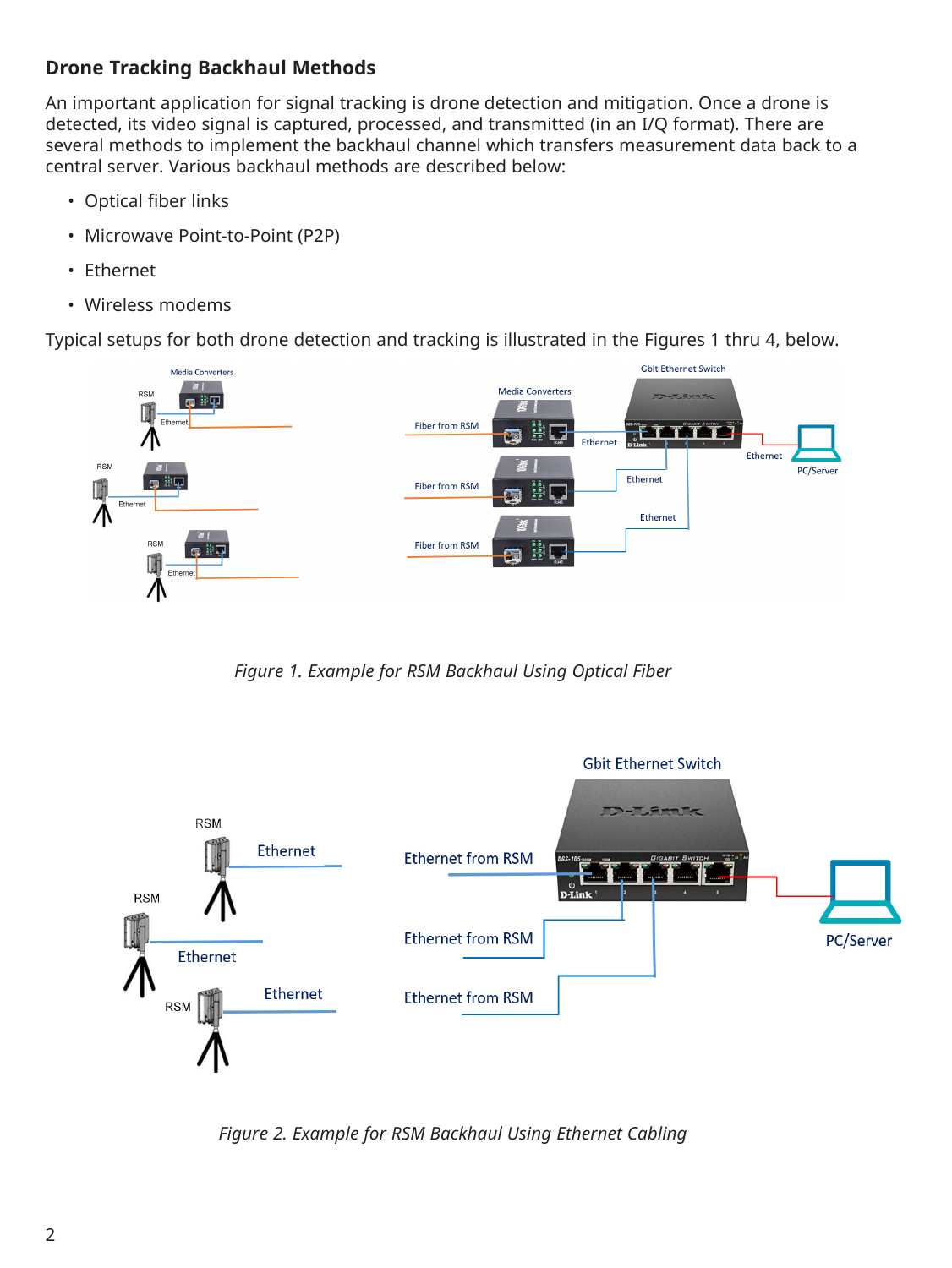### Drone Tracking Backhaul Methods

An important application for signal tracking is drone detection and mitigation. Once a drone is detected, its video signal is captured, processed, and transmitted (in an I/Q format). There are several methods to implement the backhaul channel which transfers measurement data back to a central server. Various backhaul methods are described below:

- Optical fiber links
- Microwave Point-to-Point (P2P)
- Ethernet
- Wireless modems

Typical setups for both drone detection and tracking is illustrated in the Figures 1 thru 4, below.

*Figure 1. Example for RSM Backhaul Using Optical Fiber*

*Figure 2. Example for RSM Backhaul Using Ethernet Cabling*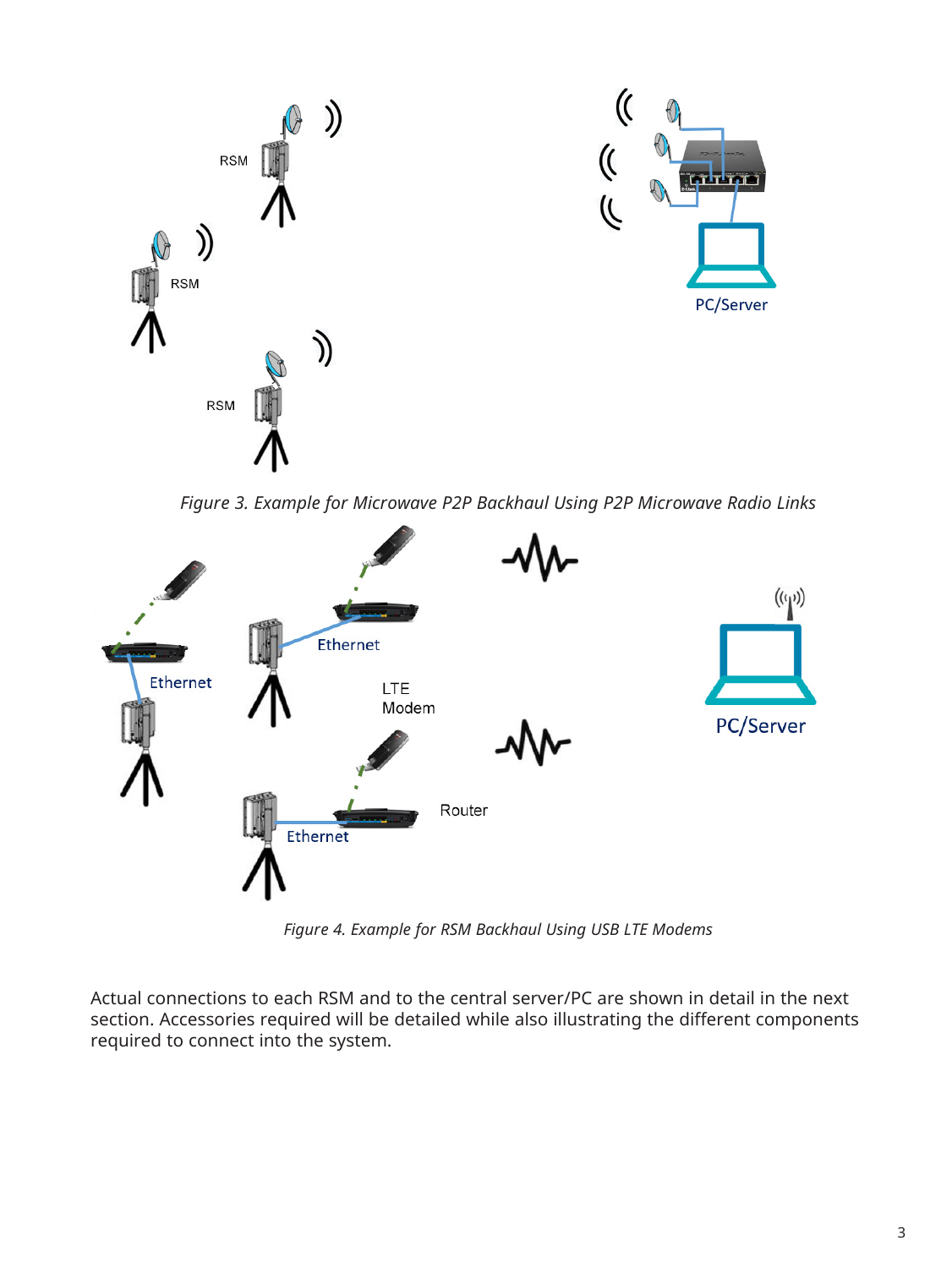*Figure 3. Example for Microwave P2P Backhaul Using P2P Microwave Radio Links*

*Figure 4. Example for RSM Backhaul Using USB LTE Modems*

Actual connections to each RSM and to the central server/PC are shown in detail in the next section. Accessories required will be detailed while also illustrating the different components required to connect into the system.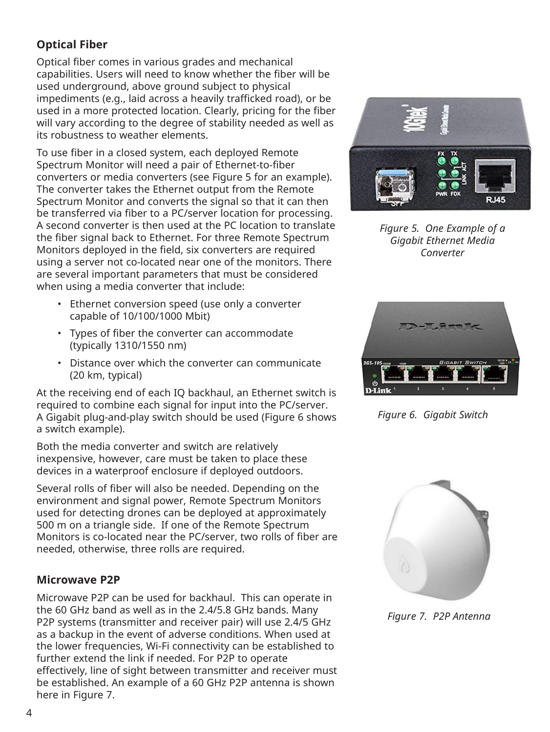## Optical Fiber

Optical fiber comes in various grades and mechanical capabilities. Users will need to know whether the fiber will be used underground, above ground subject to physical impediments (e.g., laid across a heavily trafficked road), or be used in a more protected location. Clearly, pricing for the fiber will vary according to the degree of stability needed as well as its robustness to weather elements.

To use fiber in a closed system, each deployed Remote Spectrum Monitor will need a pair of Ethernet-to-fiber converters or media converters (see Figure 5 for an example). The converter takes the Ethernet output from the Remote Spectrum Monitor and converts the signal so that it can then be transferred via fiber to a PC/server location for processing. A second converter is then used at the PC location to translate the fiber signal back to Ethernet. For three Remote Spectrum Monitors deployed in the field, six converters are required using a server not co-located near one of the monitors. There are several important parameters that must be considered when using a media converter that include:

- Ethernet conversion speed (use only a converter capable of 10/100/1000 Mbit)
- Types of fiber the converter can accommodate (typically 1310/1550 nm)
- Distance over which the converter can communicate (20 km, typical)

At the receiving end of each IQ backhaul, an Ethernet switch is required to combine each signal for input into the PC/server. A Gigabit plug-and-play switch should be used (Figure 6 shows a switch example).

Both the media converter and switch are relatively inexpensive, however, care must be taken to place these devices in a waterproof enclosure if deployed outdoors.

Several rolls of fiber will also be needed. Depending on the environment and signal power, Remote Spectrum Monitors used for detecting drones can be deployed at approximately 500 m on a triangle side. If one of the Remote Spectrum Monitors is co-located near the PC/server, two rolls of fiber are needed, otherwise, three rolls are required.

*Figure 5. One Example of a Gigabit Ethernet Media Converter*

*Figure 6. Gigabit Switch*

## Microwave P2P

Microwave P2P can be used for backhaul. This can operate in the 60 GHz band as well as in the 2.4/5.8 GHz bands. Many P2P systems (transmitter and receiver pair) will use 2.4/5 GHz as a backup in the event of adverse conditions. When used at the lower frequencies, Wi-Fi connectivity can be established to further extend the link if needed. For P2P to operate effectively, line of sight between transmitter and receiver must be established. An example of a 60 GHz P2P antenna is shown here in Figure 7.

*Figure 7. P2P Antenna*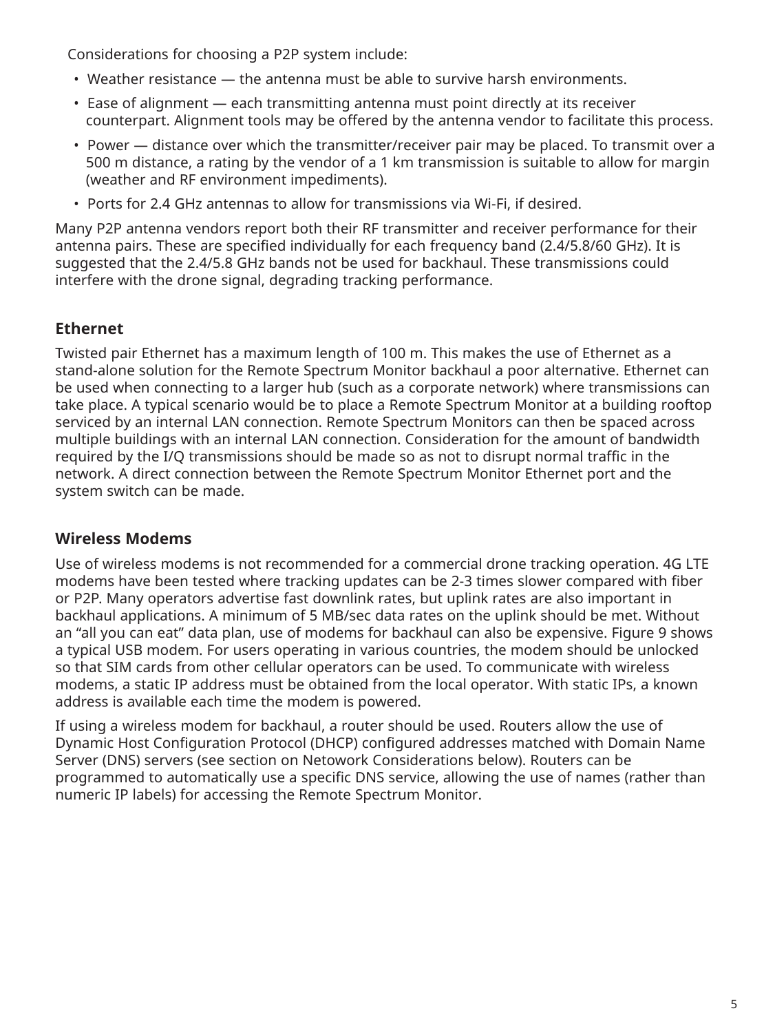Considerations for choosing a P2P system include:

- Weather resistance — the antenna must be able to survive harsh environments.
- Ease of alignment — each transmitting antenna must point directly at its receiver counterpart. Alignment tools may be offered by the antenna vendor to facilitate this process.
- Power — distance over which the transmitter/receiver pair may be placed. To transmit over a 500 m distance, a rating by the vendor of a 1 km transmission is suitable to allow for margin (weather and RF environment impediments).
- Ports for 2.4 GHz antennas to allow for transmissions via Wi-Fi, if desired.

Many P2P antenna vendors report both their RF transmitter and receiver performance for their antenna pairs. These are specified individually for each frequency band (2.4/5.8/60 GHz). It is suggested that the 2.4/5.8 GHz bands not be used for backhaul. These transmissions could interfere with the drone signal, degrading tracking performance.

### Ethernet

Twisted pair Ethernet has a maximum length of 100 m. This makes the use of Ethernet as a stand-alone solution for the Remote Spectrum Monitor backhaul a poor alternative. Ethernet can be used when connecting to a larger hub (such as a corporate network) where transmissions can take place. A typical scenario would be to place a Remote Spectrum Monitor at a building rooftop serviced by an internal LAN connection. Remote Spectrum Monitors can then be spaced across multiple buildings with an internal LAN connection. Consideration for the amount of bandwidth required by the I/Q transmissions should be made so as not to disrupt normal traffic in the network. A direct connection between the Remote Spectrum Monitor Ethernet port and the system switch can be made.

### Wireless Modems

Use of wireless modems is not recommended for a commercial drone tracking operation. 4G LTE modems have been tested where tracking updates can be 2-3 times slower compared with fiber or P2P. Many operators advertise fast downlink rates, but uplink rates are also important in backhaul applications. A minimum of 5 MB/sec data rates on the uplink should be met. Without an "all you can eat" data plan, use of modems for backhaul can also be expensive. Figure 9 shows a typical USB modem. For users operating in various countries, the modem should be unlocked so that SIM cards from other cellular operators can be used. To communicate with wireless modems, a static IP address must be obtained from the local operator. With static IPs, a known address is available each time the modem is powered.

If using a wireless modem for backhaul, a router should be used. Routers allow the use of Dynamic Host Configuration Protocol (DHCP) configured addresses matched with Domain Name Server (DNS) servers (see section on Netowork Considerations below). Routers can be programmed to automatically use a specific DNS service, allowing the use of names (rather than numeric IP labels) for accessing the Remote Spectrum Monitor.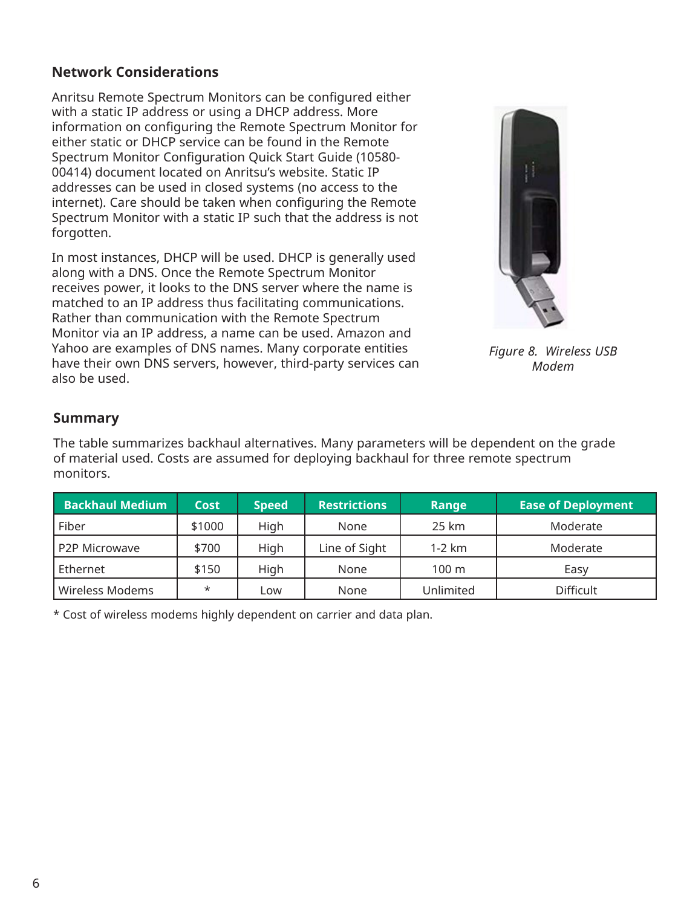## Network Considerations

Anritsu Remote Spectrum Monitors can be configured either with a static IP address or using a DHCP address. More information on configuring the Remote Spectrum Monitor for either static or DHCP service can be found in the Remote Spectrum Monitor Configuration Quick Start Guide (10580-00414) document located on Anritsu's website. Static IP addresses can be used in closed systems (no access to the internet). Care should be taken when configuring the Remote Spectrum Monitor with a static IP such that the address is not forgotten.

In most instances, DHCP will be used. DHCP is generally used along with a DNS. Once the Remote Spectrum Monitor receives power, it looks to the DNS server where the name is matched to an IP address thus facilitating communications. Rather than communication with the Remote Spectrum Monitor via an IP address, a name can be used. Amazon and Yahoo are examples of DNS names. Many corporate entities have their own DNS servers, however, third-party services can also be used.

*Figure 8. Wireless USB Modem*

## Summary

The table summarizes backhaul alternatives. Many parameters will be dependent on the grade of material used. Costs are assumed for deploying backhaul for three remote spectrum monitors.

| Backhaul Medium | Cost | Speed | Restrictions | Range | Ease of Deployment |
|---|---|---|---|---|---|
| Fiber | $1000 | High | None | 25 km | Moderate |
| P2P Microwave | $700 | High | Line of Sight | 1-2 km | Moderate |
| Ethernet | $150 | High | None | 100 m | Easy |
| Wireless Modems | * | Low | None | Unlimited | Difficult |

* Cost of wireless modems highly dependent on carrier and data plan.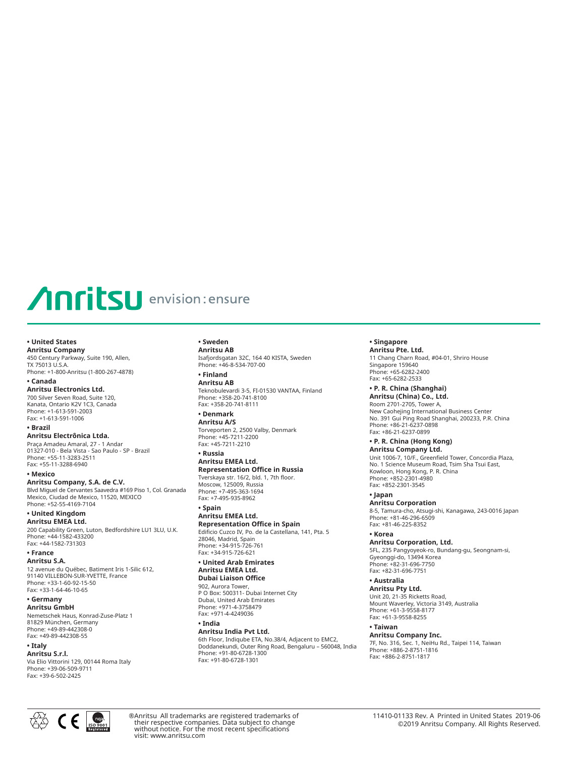Anritsu envision : ensure

**• United States**
**Anritsu Company**
450 Century Parkway, Suite 190, Allen,
TX 75013 U.S.A.
Phone: +1-800-Anritsu (1-800-267-4878)

**• Canada**
**Anritsu Electronics Ltd.**
700 Silver Seven Road, Suite 120,
Kanata, Ontario K2V 1C3, Canada
Phone: +1-613-591-2003
Fax: +1-613-591-1006

**• Brazil**
**Anritsu Electrônica Ltda.**
Praça Amadeu Amaral, 27 - 1 Andar
01327-010 - Bela Vista - Sao Paulo - SP - Brazil
Phone: +55-11-3283-2511
Fax: +55-11-3288-6940

**• Mexico**
**Anritsu Company, S.A. de C.V.**
Blvd Miguel de Cervantes Saavedra #169 Piso 1, Col. Granada
Mexico, Ciudad de Mexico, 11520, MEXICO
Phone: +52-55-4169-7104

**• United Kingdom**
**Anritsu EMEA Ltd.**
200 Capability Green, Luton, Bedfordshire LU1 3LU, U.K.
Phone: +44-1582-433200
Fax: +44-1582-731303

**• France**
**Anritsu S.A.**
12 avenue du Québec, Batiment Iris 1-Silic 612,
91140 VILLEBON-SUR-YVETTE, France
Phone: +33-1-60-92-15-50
Fax: +33-1-64-46-10-65

**• Germany**
**Anritsu GmbH**
Nemetschek Haus, Konrad-Zuse-Platz 1
81829 München, Germany
Phone: +49-89-442308-0
Fax: +49-89-442308-55

**• Italy**
**Anritsu S.r.l.**
Via Elio Vittorini 129, 00144 Roma Italy
Phone: +39-06-509-9711
Fax: +39-6-502-2425

**• Sweden**
**Anritsu AB**
Isafjordsgatan 32C, 164 40 KISTA, Sweden
Phone: +46-8-534-707-00

**• Finland**
**Anritsu AB**
Teknobulevardi 3-5, FI-01530 VANTAA, Finland
Phone: +358-20-741-8100
Fax: +358-20-741-8111

**• Denmark**
**Anritsu A/S**
Torveporten 2, 2500 Valby, Denmark
Phone: +45-7211-2200
Fax: +45-7211-2210

**• Russia**
**Anritsu EMEA Ltd.**
**Representation Office in Russia**
Tverskaya str. 16/2, bld. 1, 7th floor.
Moscow, 125009, Russia
Phone: +7-495-363-1694
Fax: +7-495-935-8962

**• Spain**
**Anritsu EMEA Ltd.**
**Representation Office in Spain**
Edificio Cuzco IV, Po. de la Castellana, 141, Pta. 5
28046, Madrid, Spain
Phone: +34-915-726-761
Fax: +34-915-726-621

**• United Arab Emirates**
**Anritsu EMEA Ltd.**
**Dubai Liaison Office**
902, Aurora Tower,
P O Box: 500311- Dubai Internet City
Dubai, United Arab Emirates
Phone: +971-4-3758479
Fax: +971-4-4249036

**• India**
**Anritsu India Pvt Ltd.**
6th Floor, Indiqube ETA, No.38/4, Adjacent to EMC2,
Doddanekundi, Outer Ring Road, Bengaluru – 560048, India
Phone: +91-80-6728-1300
Fax: +91-80-6728-1301

**• Singapore**
**Anritsu Pte. Ltd.**
11 Chang Charn Road, #04-01, Shriro House
Singapore 159640
Phone: +65-6282-2400
Fax: +65-6282-2533

**• P. R. China (Shanghai)**
**Anritsu (China) Co., Ltd.**
Room 2701-2705, Tower A,
New Caohejing International Business Center
No. 391 Gui Ping Road Shanghai, 200233, P.R. China
Phone: +86-21-6237-0898
Fax: +86-21-6237-0899

**• P. R. China (Hong Kong)**
**Anritsu Company Ltd.**
Unit 1006-7, 10/F., Greenfield Tower, Concordia Plaza,
No. 1 Science Museum Road, Tsim Sha Tsui East,
Kowloon, Hong Kong, P. R. China
Phone: +852-2301-4980
Fax: +852-2301-3545

**• Japan**
**Anritsu Corporation**
8-5, Tamura-cho, Atsugi-shi, Kanagawa, 243-0016 Japan
Phone: +81-46-296-6509
Fax: +81-46-225-8352

**• Korea**
**Anritsu Corporation, Ltd.**
5FL, 235 Pangyoyeok-ro, Bundang-gu, Seongnam-si,
Gyeonggi-do, 13494 Korea
Phone: +82-31-696-7750
Fax: +82-31-696-7751

**• Australia**
**Anritsu Pty Ltd.**
Unit 20, 21-35 Ricketts Road,
Mount Waverley, Victoria 3149, Australia
Phone: +61-3-9558-8177
Fax: +61-3-9558-8255

**• Taiwan**
**Anritsu Company Inc.**
7F, No. 316, Sec. 1, NeiHu Rd., Taipei 114, Taiwan
Phone: +886-2-8751-1816
Fax: +886-2-8751-1817

®Anritsu All trademarks are registered trademarks of their respective companies. Data subject to change without notice. For the most recent specifications visit: www.anritsu.com

11410-01133 Rev. A Printed in United States 2019-06
©2019 Anritsu Company. All Rights Reserved.